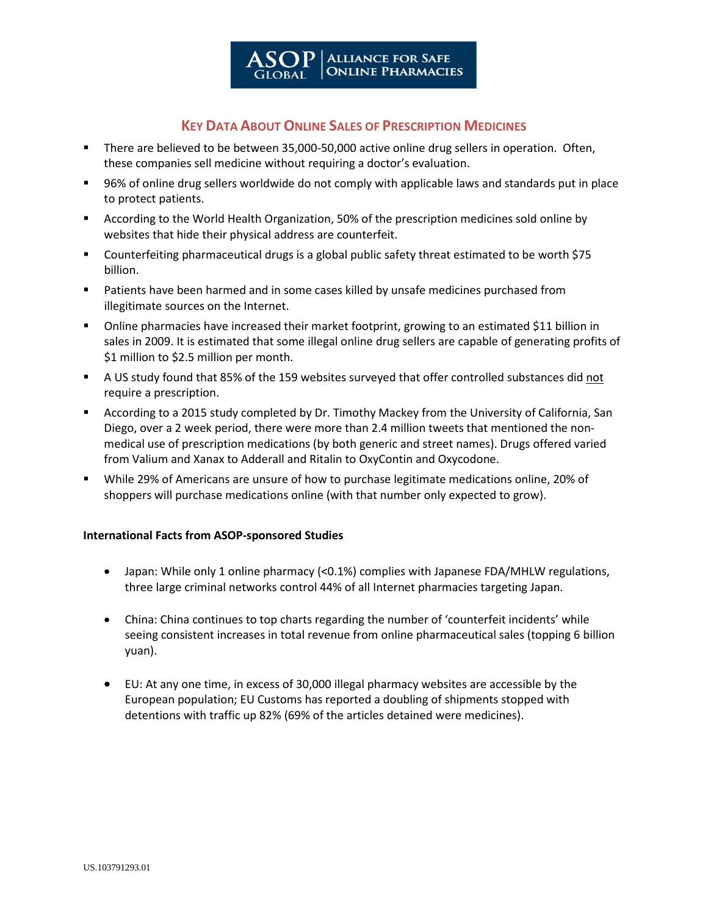ASOP GLOBAL | ALLIANCE FOR SAFE ONLINE PHARMACIES

# KEY DATA ABOUT ONLINE SALES OF PRESCRIPTION MEDICINES

- There are believed to be between 35,000-50,000 active online drug sellers in operation. Often, these companies sell medicine without requiring a doctor's evaluation.
- 96% of online drug sellers worldwide do not comply with applicable laws and standards put in place to protect patients.
- According to the World Health Organization, 50% of the prescription medicines sold online by websites that hide their physical address are counterfeit.
- Counterfeiting pharmaceutical drugs is a global public safety threat estimated to be worth $75 billion.
- Patients have been harmed and in some cases killed by unsafe medicines purchased from illegitimate sources on the Internet.
- Online pharmacies have increased their market footprint, growing to an estimated $11 billion in sales in 2009. It is estimated that some illegal online drug sellers are capable of generating profits of $1 million to $2.5 million per month.
- A US study found that 85% of the 159 websites surveyed that offer controlled substances did not require a prescription.
- According to a 2015 study completed by Dr. Timothy Mackey from the University of California, San Diego, over a 2 week period, there were more than 2.4 million tweets that mentioned the non-medical use of prescription medications (by both generic and street names). Drugs offered varied from Valium and Xanax to Adderall and Ritalin to OxyContin and Oxycodone.
- While 29% of Americans are unsure of how to purchase legitimate medications online, 20% of shoppers will purchase medications online (with that number only expected to grow).

**International Facts from ASOP-sponsored Studies**

- Japan: While only 1 online pharmacy (<0.1%) complies with Japanese FDA/MHLW regulations, three large criminal networks control 44% of all Internet pharmacies targeting Japan.
- China: China continues to top charts regarding the number of 'counterfeit incidents' while seeing consistent increases in total revenue from online pharmaceutical sales (topping 6 billion yuan).
- EU: At any one time, in excess of 30,000 illegal pharmacy websites are accessible by the European population; EU Customs has reported a doubling of shipments stopped with detentions with traffic up 82% (69% of the articles detained were medicines).

US.103791293.01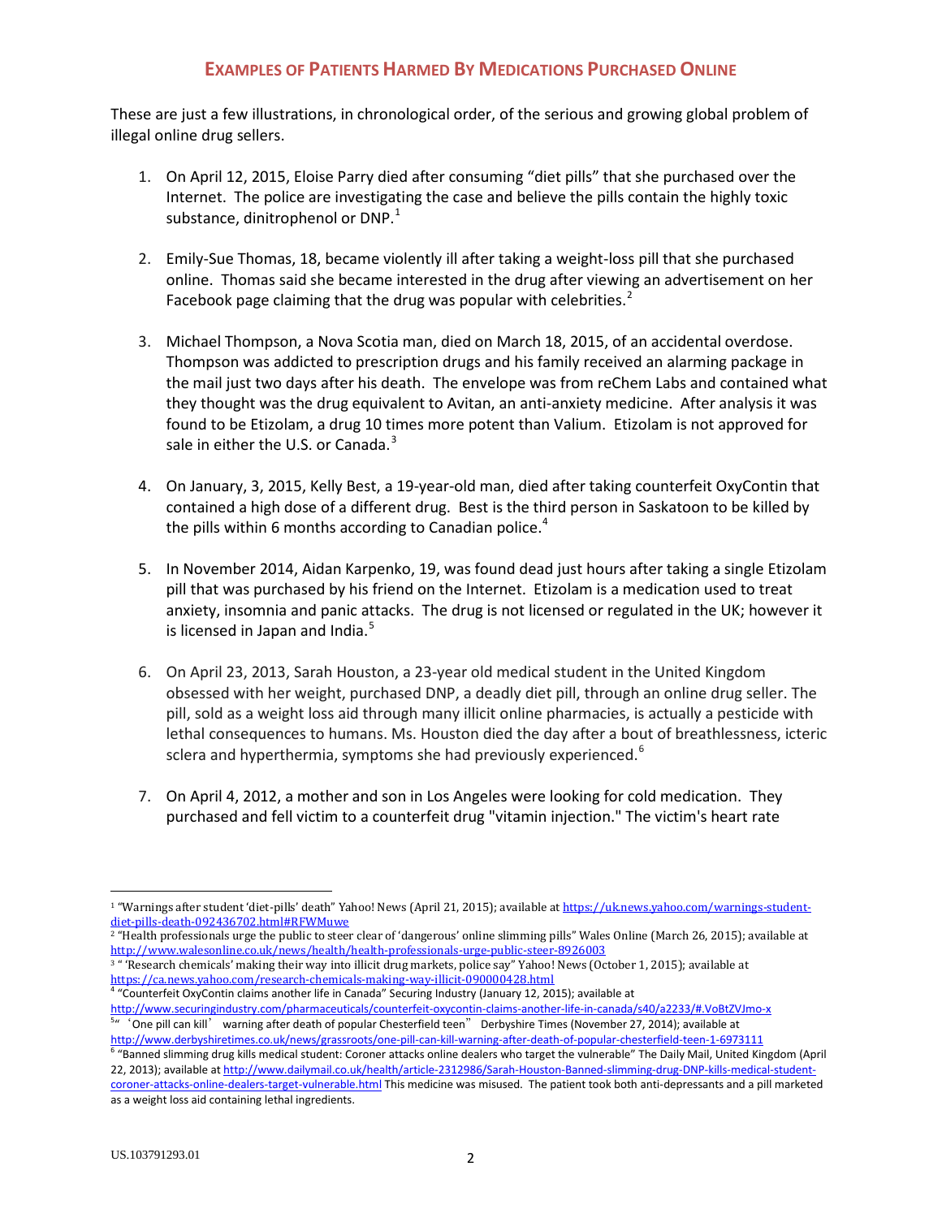## EXAMPLES OF PATIENTS HARMED BY MEDICATIONS PURCHASED ONLINE

These are just a few illustrations, in chronological order, of the serious and growing global problem of illegal online drug sellers.

1. On April 12, 2015, Eloise Parry died after consuming "diet pills" that she purchased over the Internet. The police are investigating the case and believe the pills contain the highly toxic substance, dinitrophenol or DNP.[1]

2. Emily-Sue Thomas, 18, became violently ill after taking a weight-loss pill that she purchased online. Thomas said she became interested in the drug after viewing an advertisement on her Facebook page claiming that the drug was popular with celebrities.[2]

3. Michael Thompson, a Nova Scotia man, died on March 18, 2015, of an accidental overdose. Thompson was addicted to prescription drugs and his family received an alarming package in the mail just two days after his death. The envelope was from reChem Labs and contained what they thought was the drug equivalent to Avitan, an anti-anxiety medicine. After analysis it was found to be Etizolam, a drug 10 times more potent than Valium. Etizolam is not approved for sale in either the U.S. or Canada.[3]

4. On January, 3, 2015, Kelly Best, a 19-year-old man, died after taking counterfeit OxyContin that contained a high dose of a different drug. Best is the third person in Saskatoon to be killed by the pills within 6 months according to Canadian police.[4]

5. In November 2014, Aidan Karpenko, 19, was found dead just hours after taking a single Etizolam pill that was purchased by his friend on the Internet. Etizolam is a medication used to treat anxiety, insomnia and panic attacks. The drug is not licensed or regulated in the UK; however it is licensed in Japan and India.[5]

6. On April 23, 2013, Sarah Houston, a 23-year old medical student in the United Kingdom obsessed with her weight, purchased DNP, a deadly diet pill, through an online drug seller. The pill, sold as a weight loss aid through many illicit online pharmacies, is actually a pesticide with lethal consequences to humans. Ms. Houston died the day after a bout of breathlessness, icteric sclera and hyperthermia, symptoms she had previously experienced.[6]

7. On April 4, 2012, a mother and son in Los Angeles were looking for cold medication. They purchased and fell victim to a counterfeit drug "vitamin injection." The victim's heart rate

---

[1] "Warnings after student 'diet-pills' death" Yahoo! News (April 21, 2015); available at https://uk.news.yahoo.com/warnings-student-diet-pills-death-092436702.html#RFWMuwe

[2] "Health professionals urge the public to steer clear of 'dangerous' online slimming pills" Wales Online (March 26, 2015); available at http://www.walesonline.co.uk/news/health/health-professionals-urge-public-steer-8926003

[3] " 'Research chemicals' making their way into illicit drug markets, police say" Yahoo! News (October 1, 2015); available at https://ca.news.yahoo.com/research-chemicals-making-way-illicit-090000428.html

[4] "Counterfeit OxyContin claims another life in Canada" Securing Industry (January 12, 2015); available at http://www.securingindustry.com/pharmaceuticals/counterfeit-oxycontin-claims-another-life-in-canada/s40/a2233/#.VoBtZVJmo-x

[5] " 'One pill can kill' warning after death of popular Chesterfield teen" Derbyshire Times (November 27, 2014); available at http://www.derbyshiretimes.co.uk/news/grassroots/one-pill-can-kill-warning-after-death-of-popular-chesterfield-teen-1-6973111

[6] "Banned slimming drug kills medical student: Coroner attacks online dealers who target the vulnerable" The Daily Mail, United Kingdom (April 22, 2013); available at http://www.dailymail.co.uk/health/article-2312986/Sarah-Houston-Banned-slimming-drug-DNP-kills-medical-student-coroner-attacks-online-dealers-target-vulnerable.html This medicine was misused. The patient took both anti-depressants and a pill marketed as a weight loss aid containing lethal ingredients.

US.103791293.01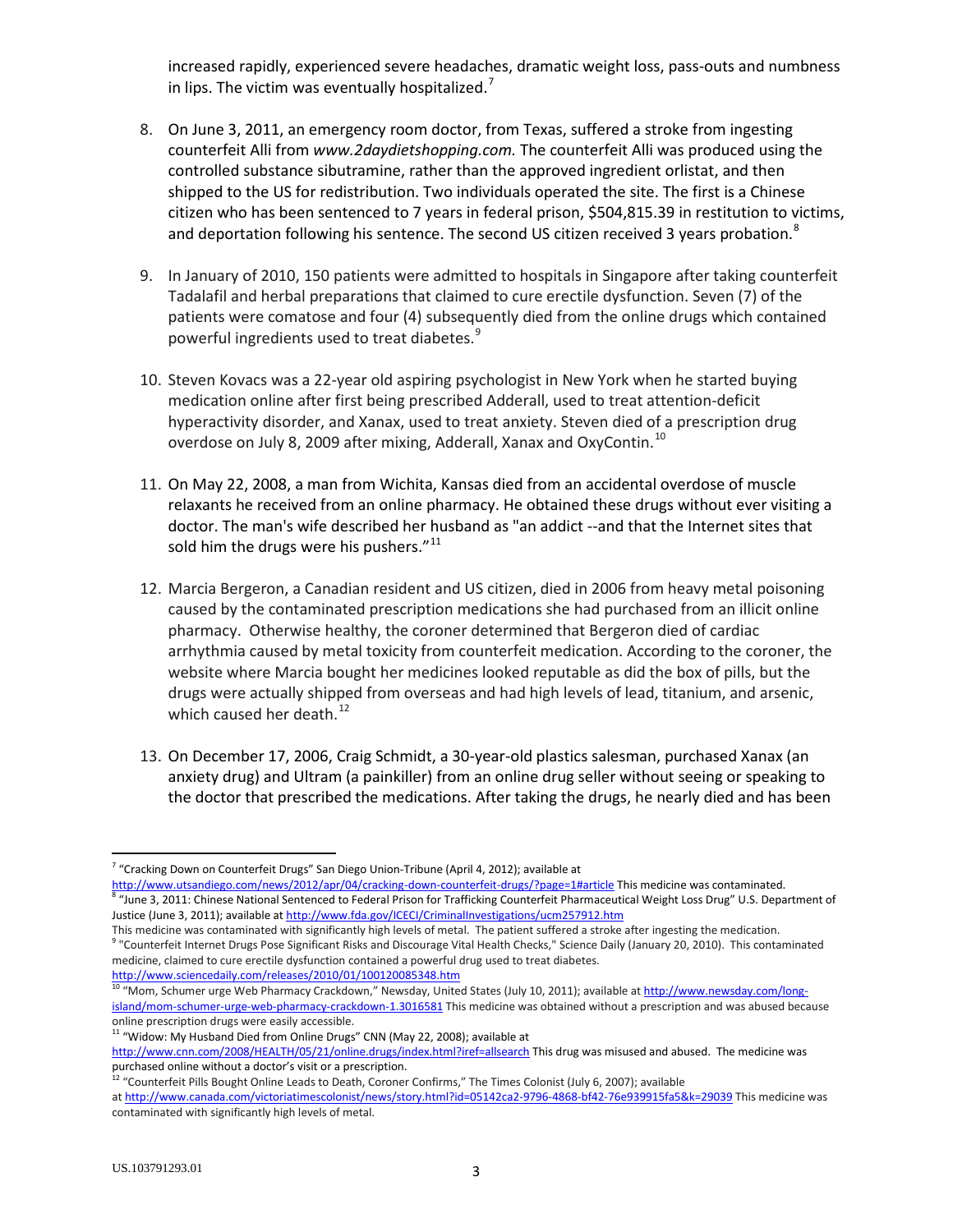increased rapidly, experienced severe headaches, dramatic weight loss, pass-outs and numbness in lips. The victim was eventually hospitalized.[7]

8. On June 3, 2011, an emergency room doctor, from Texas, suffered a stroke from ingesting counterfeit Alli from *www.2daydietshopping.com.* The counterfeit Alli was produced using the controlled substance sibutramine, rather than the approved ingredient orlistat, and then shipped to the US for redistribution. Two individuals operated the site. The first is a Chinese citizen who has been sentenced to 7 years in federal prison, $504,815.39 in restitution to victims, and deportation following his sentence. The second US citizen received 3 years probation.[8]

9. In January of 2010, 150 patients were admitted to hospitals in Singapore after taking counterfeit Tadalafil and herbal preparations that claimed to cure erectile dysfunction. Seven (7) of the patients were comatose and four (4) subsequently died from the online drugs which contained powerful ingredients used to treat diabetes.[9]

10. Steven Kovacs was a 22-year old aspiring psychologist in New York when he started buying medication online after first being prescribed Adderall, used to treat attention-deficit hyperactivity disorder, and Xanax, used to treat anxiety. Steven died of a prescription drug overdose on July 8, 2009 after mixing, Adderall, Xanax and OxyContin.[10]

11. On May 22, 2008, a man from Wichita, Kansas died from an accidental overdose of muscle relaxants he received from an online pharmacy. He obtained these drugs without ever visiting a doctor. The man's wife described her husband as "an addict --and that the Internet sites that sold him the drugs were his pushers."[11]

12. Marcia Bergeron, a Canadian resident and US citizen, died in 2006 from heavy metal poisoning caused by the contaminated prescription medications she had purchased from an illicit online pharmacy. Otherwise healthy, the coroner determined that Bergeron died of cardiac arrhythmia caused by metal toxicity from counterfeit medication. According to the coroner, the website where Marcia bought her medicines looked reputable as did the box of pills, but the drugs were actually shipped from overseas and had high levels of lead, titanium, and arsenic, which caused her death.[12]

13. On December 17, 2006, Craig Schmidt, a 30-year-old plastics salesman, purchased Xanax (an anxiety drug) and Ultram (a painkiller) from an online drug seller without seeing or speaking to the doctor that prescribed the medications. After taking the drugs, he nearly died and has been

---

[7] "Cracking Down on Counterfeit Drugs" San Diego Union-Tribune (April 4, 2012); available at http://www.utsandiego.com/news/2012/apr/04/cracking-down-counterfeit-drugs/?page=1#article This medicine was contaminated.

[8] "June 3, 2011: Chinese National Sentenced to Federal Prison for Trafficking Counterfeit Pharmaceutical Weight Loss Drug" U.S. Department of Justice (June 3, 2011); available at http://www.fda.gov/ICECI/CriminalInvestigations/ucm257912.htm
This medicine was contaminated with significantly high levels of metal. The patient suffered a stroke after ingesting the medication.

[9] "Counterfeit Internet Drugs Pose Significant Risks and Discourage Vital Health Checks," Science Daily (January 20, 2010). This contaminated medicine, claimed to cure erectile dysfunction contained a powerful drug used to treat diabetes.
http://www.sciencedaily.com/releases/2010/01/100120085348.htm

[10] "Mom, Schumer urge Web Pharmacy Crackdown," Newsday, United States (July 10, 2011); available at http://www.newsday.com/long-island/mom-schumer-urge-web-pharmacy-crackdown-1.3016581 This medicine was obtained without a prescription and was abused because online prescription drugs were easily accessible.

[11] "Widow: My Husband Died from Online Drugs" CNN (May 22, 2008); available at http://www.cnn.com/2008/HEALTH/05/21/online.drugs/index.html?iref=allsearch This drug was misused and abused. The medicine was purchased online without a doctor's visit or a prescription.

[12] "Counterfeit Pills Bought Online Leads to Death, Coroner Confirms," The Times Colonist (July 6, 2007); available at http://www.canada.com/victoriatimescolonist/news/story.html?id=05142ca2-9796-4868-bf42-76e939915fa5&k=29039 This medicine was contaminated with significantly high levels of metal.

US.103791293.01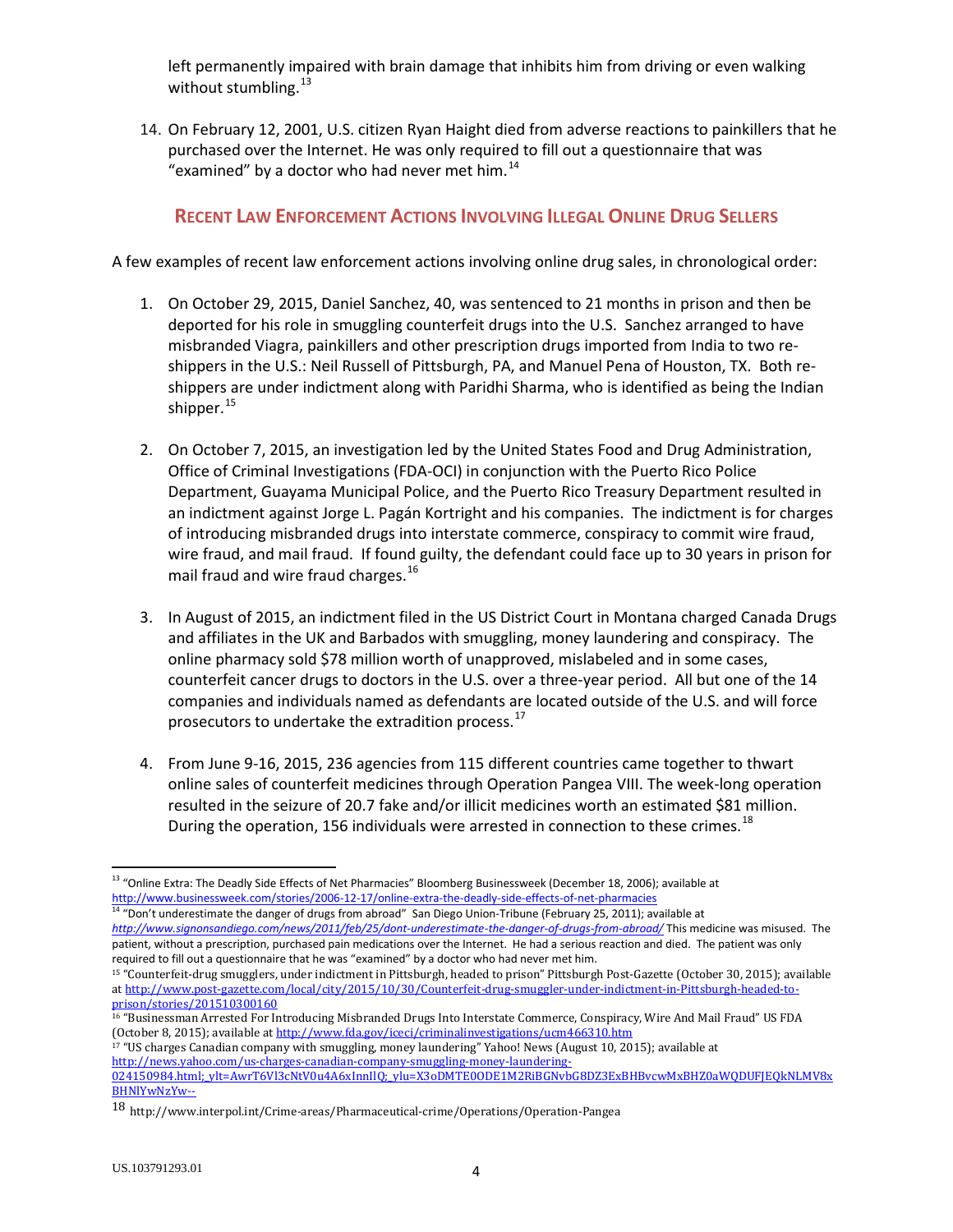left permanently impaired with brain damage that inhibits him from driving or even walking without stumbling.[13]

14. On February 12, 2001, U.S. citizen Ryan Haight died from adverse reactions to painkillers that he purchased over the Internet. He was only required to fill out a questionnaire that was "examined" by a doctor who had never met him.[14]

## Recent Law Enforcement Actions Involving Illegal Online Drug Sellers

A few examples of recent law enforcement actions involving online drug sales, in chronological order:

1. On October 29, 2015, Daniel Sanchez, 40, was sentenced to 21 months in prison and then be deported for his role in smuggling counterfeit drugs into the U.S. Sanchez arranged to have misbranded Viagra, painkillers and other prescription drugs imported from India to two re-shippers in the U.S.: Neil Russell of Pittsburgh, PA, and Manuel Pena of Houston, TX. Both re-shippers are under indictment along with Paridhi Sharma, who is identified as being the Indian shipper.[15]

2. On October 7, 2015, an investigation led by the United States Food and Drug Administration, Office of Criminal Investigations (FDA-OCI) in conjunction with the Puerto Rico Police Department, Guayama Municipal Police, and the Puerto Rico Treasury Department resulted in an indictment against Jorge L. Pagán Kortright and his companies. The indictment is for charges of introducing misbranded drugs into interstate commerce, conspiracy to commit wire fraud, wire fraud, and mail fraud. If found guilty, the defendant could face up to 30 years in prison for mail fraud and wire fraud charges.[16]

3. In August of 2015, an indictment filed in the US District Court in Montana charged Canada Drugs and affiliates in the UK and Barbados with smuggling, money laundering and conspiracy. The online pharmacy sold $78 million worth of unapproved, mislabeled and in some cases, counterfeit cancer drugs to doctors in the U.S. over a three-year period. All but one of the 14 companies and individuals named as defendants are located outside of the U.S. and will force prosecutors to undertake the extradition process.[17]

4. From June 9-16, 2015, 236 agencies from 115 different countries came together to thwart online sales of counterfeit medicines through Operation Pangea VIII. The week-long operation resulted in the seizure of 20.7 fake and/or illicit medicines worth an estimated $81 million. During the operation, 156 individuals were arrested in connection to these crimes.[18]

---

[13] "Online Extra: The Deadly Side Effects of Net Pharmacies" Bloomberg Businessweek (December 18, 2006); available at http://www.businessweek.com/stories/2006-12-17/online-extra-the-deadly-side-effects-of-net-pharmacies

[14] "Don't underestimate the danger of drugs from abroad" San Diego Union-Tribune (February 25, 2011); available at *http://www.signonsandiego.com/news/2011/feb/25/dont-underestimate-the-danger-of-drugs-from-abroad/* This medicine was misused. The patient, without a prescription, purchased pain medications over the Internet. He had a serious reaction and died. The patient was only required to fill out a questionnaire that he was "examined" by a doctor who had never met him.

[15] "Counterfeit-drug smugglers, under indictment in Pittsburgh, headed to prison" Pittsburgh Post-Gazette (October 30, 2015); available at http://www.post-gazette.com/local/city/2015/10/30/Counterfeit-drug-smuggler-under-indictment-in-Pittsburgh-headed-to-prison/stories/201510300160

[16] "Businessman Arrested For Introducing Misbranded Drugs Into Interstate Commerce, Conspiracy, Wire And Mail Fraud" US FDA (October 8, 2015); available at http://www.fda.gov/iceci/criminalinvestigations/ucm466310.htm

[17] "US charges Canadian company with smuggling, money laundering" Yahoo! News (August 10, 2015); available at http://news.yahoo.com/us-charges-canadian-company-smuggling-money-laundering-024150984.html;_ylt=AwrT6Vl3cNtV0u4A6xInnllQ;_ylu=X3oDMTE0ODE1M2RiBGNvbG8DZ3ExBHBvcwMxBHZ0aWQDUFJEQkNLMV8xBHNlYwNzYw--

[18] http://www.interpol.int/Crime-areas/Pharmaceutical-crime/Operations/Operation-Pangea

US.103791293.01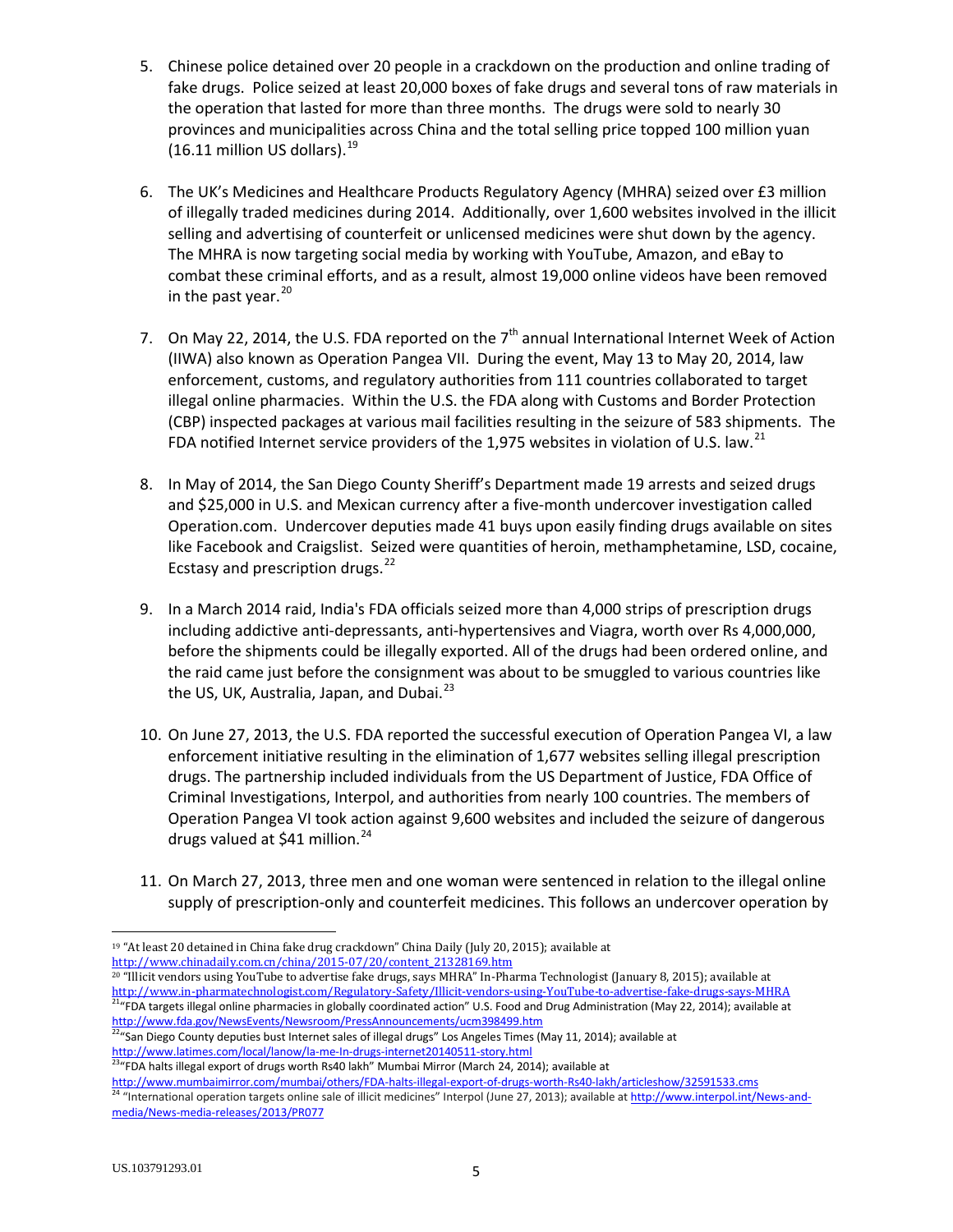5. Chinese police detained over 20 people in a crackdown on the production and online trading of fake drugs. Police seized at least 20,000 boxes of fake drugs and several tons of raw materials in the operation that lasted for more than three months. The drugs were sold to nearly 30 provinces and municipalities across China and the total selling price topped 100 million yuan (16.11 million US dollars).[19]

6. The UK's Medicines and Healthcare Products Regulatory Agency (MHRA) seized over £3 million of illegally traded medicines during 2014. Additionally, over 1,600 websites involved in the illicit selling and advertising of counterfeit or unlicensed medicines were shut down by the agency. The MHRA is now targeting social media by working with YouTube, Amazon, and eBay to combat these criminal efforts, and as a result, almost 19,000 online videos have been removed in the past year.[20]

7. On May 22, 2014, the U.S. FDA reported on the 7th annual International Internet Week of Action (IIWA) also known as Operation Pangea VII. During the event, May 13 to May 20, 2014, law enforcement, customs, and regulatory authorities from 111 countries collaborated to target illegal online pharmacies. Within the U.S. the FDA along with Customs and Border Protection (CBP) inspected packages at various mail facilities resulting in the seizure of 583 shipments. The FDA notified Internet service providers of the 1,975 websites in violation of U.S. law.[21]

8. In May of 2014, the San Diego County Sheriff's Department made 19 arrests and seized drugs and $25,000 in U.S. and Mexican currency after a five-month undercover investigation called Operation.com. Undercover deputies made 41 buys upon easily finding drugs available on sites like Facebook and Craigslist. Seized were quantities of heroin, methamphetamine, LSD, cocaine, Ecstasy and prescription drugs.[22]

9. In a March 2014 raid, India's FDA officials seized more than 4,000 strips of prescription drugs including addictive anti-depressants, anti-hypertensives and Viagra, worth over Rs 4,000,000, before the shipments could be illegally exported. All of the drugs had been ordered online, and the raid came just before the consignment was about to be smuggled to various countries like the US, UK, Australia, Japan, and Dubai.[23]

10. On June 27, 2013, the U.S. FDA reported the successful execution of Operation Pangea VI, a law enforcement initiative resulting in the elimination of 1,677 websites selling illegal prescription drugs. The partnership included individuals from the US Department of Justice, FDA Office of Criminal Investigations, Interpol, and authorities from nearly 100 countries. The members of Operation Pangea VI took action against 9,600 websites and included the seizure of dangerous drugs valued at $41 million.[24]

11. On March 27, 2013, three men and one woman were sentenced in relation to the illegal online supply of prescription-only and counterfeit medicines. This follows an undercover operation by

---

[19] "At least 20 detained in China fake drug crackdown" China Daily (July 20, 2015); available at http://www.chinadaily.com.cn/china/2015-07/20/content_21328169.htm

[20] "Illicit vendors using YouTube to advertise fake drugs, says MHRA" In-Pharma Technologist (January 8, 2015); available at http://www.in-pharmatechnologist.com/Regulatory-Safety/Illicit-vendors-using-YouTube-to-advertise-fake-drugs-says-MHRA

[21] "FDA targets illegal online pharmacies in globally coordinated action" U.S. Food and Drug Administration (May 22, 2014); available at http://www.fda.gov/NewsEvents/Newsroom/PressAnnouncements/ucm398499.htm

[22] "San Diego County deputies bust Internet sales of illegal drugs" Los Angeles Times (May 11, 2014); available at http://www.latimes.com/local/lanow/la-me-ln-drugs-internet20140511-story.html

[23] "FDA halts illegal export of drugs worth Rs40 lakh" Mumbai Mirror (March 24, 2014); available at http://www.mumbaimirror.com/mumbai/others/FDA-halts-illegal-export-of-drugs-worth-Rs40-lakh/articleshow/32591533.cms

[24] "International operation targets online sale of illicit medicines" Interpol (June 27, 2013); available at http://www.interpol.int/News-and-media/News-media-releases/2013/PR077

US.103791293.01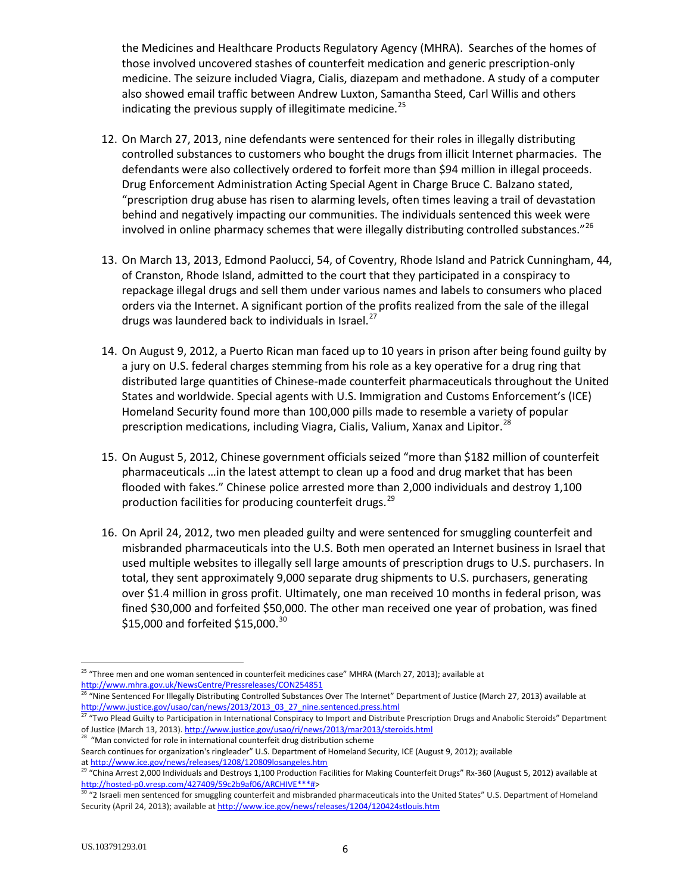the Medicines and Healthcare Products Regulatory Agency (MHRA). Searches of the homes of those involved uncovered stashes of counterfeit medication and generic prescription-only medicine. The seizure included Viagra, Cialis, diazepam and methadone. A study of a computer also showed email traffic between Andrew Luxton, Samantha Steed, Carl Willis and others indicating the previous supply of illegitimate medicine.[25]

12. On March 27, 2013, nine defendants were sentenced for their roles in illegally distributing controlled substances to customers who bought the drugs from illicit Internet pharmacies. The defendants were also collectively ordered to forfeit more than $94 million in illegal proceeds. Drug Enforcement Administration Acting Special Agent in Charge Bruce C. Balzano stated, "prescription drug abuse has risen to alarming levels, often times leaving a trail of devastation behind and negatively impacting our communities. The individuals sentenced this week were involved in online pharmacy schemes that were illegally distributing controlled substances."[26]

13. On March 13, 2013, Edmond Paolucci, 54, of Coventry, Rhode Island and Patrick Cunningham, 44, of Cranston, Rhode Island, admitted to the court that they participated in a conspiracy to repackage illegal drugs and sell them under various names and labels to consumers who placed orders via the Internet. A significant portion of the profits realized from the sale of the illegal drugs was laundered back to individuals in Israel.[27]

14. On August 9, 2012, a Puerto Rican man faced up to 10 years in prison after being found guilty by a jury on U.S. federal charges stemming from his role as a key operative for a drug ring that distributed large quantities of Chinese-made counterfeit pharmaceuticals throughout the United States and worldwide. Special agents with U.S. Immigration and Customs Enforcement's (ICE) Homeland Security found more than 100,000 pills made to resemble a variety of popular prescription medications, including Viagra, Cialis, Valium, Xanax and Lipitor.[28]

15. On August 5, 2012, Chinese government officials seized "more than $182 million of counterfeit pharmaceuticals …in the latest attempt to clean up a food and drug market that has been flooded with fakes." Chinese police arrested more than 2,000 individuals and destroy 1,100 production facilities for producing counterfeit drugs.[29]

16. On April 24, 2012, two men pleaded guilty and were sentenced for smuggling counterfeit and misbranded pharmaceuticals into the U.S. Both men operated an Internet business in Israel that used multiple websites to illegally sell large amounts of prescription drugs to U.S. purchasers. In total, they sent approximately 9,000 separate drug shipments to U.S. purchasers, generating over $1.4 million in gross profit. Ultimately, one man received 10 months in federal prison, was fined $30,000 and forfeited $50,000. The other man received one year of probation, was fined $15,000 and forfeited $15,000.[30]

---

[25] "Three men and one woman sentenced in counterfeit medicines case" MHRA (March 27, 2013); available at http://www.mhra.gov.uk/NewsCentre/Pressreleases/CON254851

[26] "Nine Sentenced For Illegally Distributing Controlled Substances Over The Internet" Department of Justice (March 27, 2013) available at http://www.justice.gov/usao/can/news/2013/2013_03_27_nine.sentenced.press.html

[27] "Two Plead Guilty to Participation in International Conspiracy to Import and Distribute Prescription Drugs and Anabolic Steroids" Department of Justice (March 13, 2013). http://www.justice.gov/usao/ri/news/2013/mar2013/steroids.html

[28] "Man convicted for role in international counterfeit drug distribution scheme
Search continues for organization's ringleader" U.S. Department of Homeland Security, ICE (August 9, 2012); available at http://www.ice.gov/news/releases/1208/120809losangeles.htm

[29] "China Arrest 2,000 Individuals and Destroys 1,100 Production Facilities for Making Counterfeit Drugs" Rx-360 (August 5, 2012) available at http://hosted-p0.vresp.com/427409/59c2b9af06/ARCHIVE***#>

[30] "2 Israeli men sentenced for smuggling counterfeit and misbranded pharmaceuticals into the United States" U.S. Department of Homeland Security (April 24, 2013); available at http://www.ice.gov/news/releases/1204/120424stlouis.htm

US.103791293.01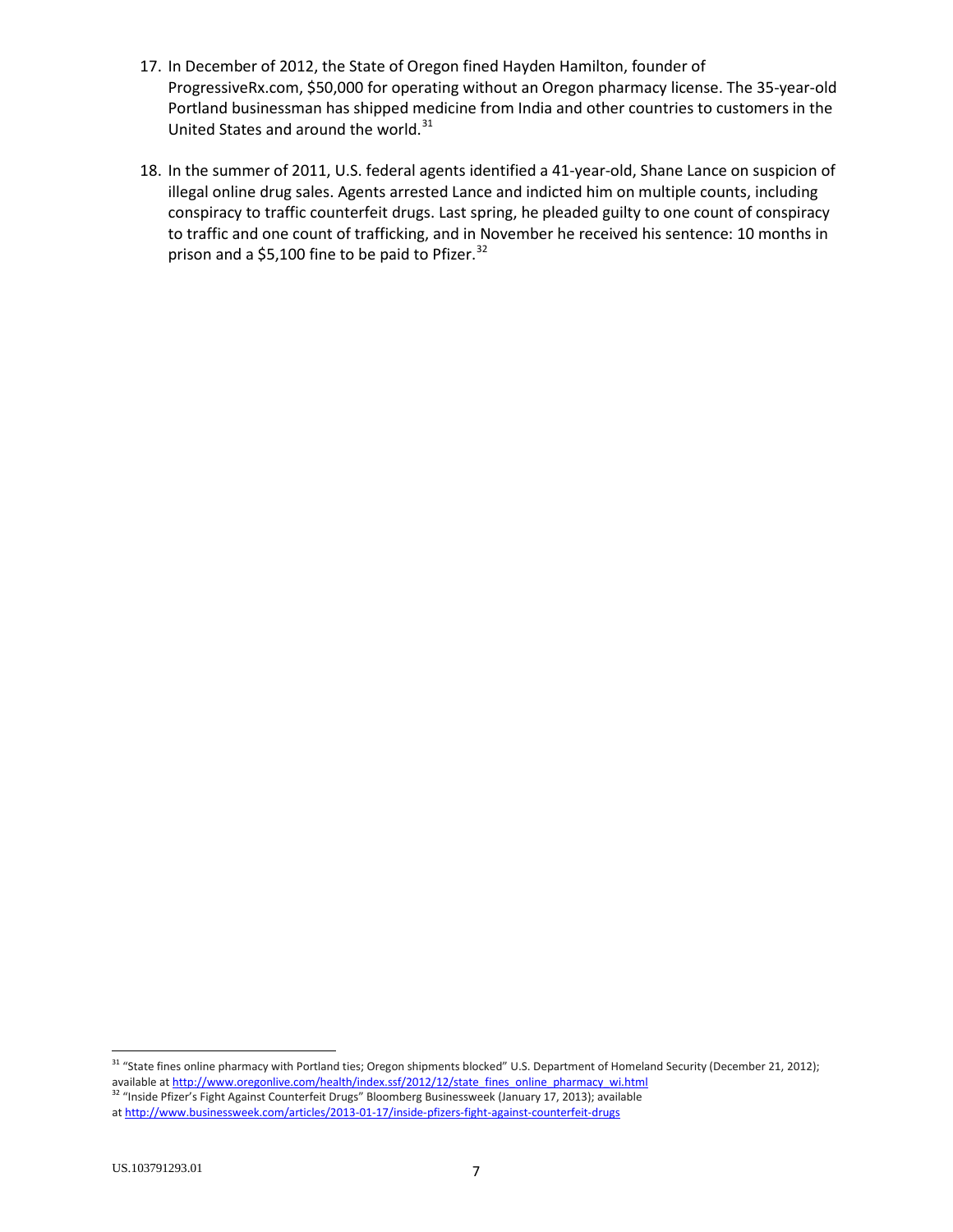17. In December of 2012, the State of Oregon fined Hayden Hamilton, founder of ProgressiveRx.com, $50,000 for operating without an Oregon pharmacy license. The 35-year-old Portland businessman has shipped medicine from India and other countries to customers in the United States and around the world.[31]

18. In the summer of 2011, U.S. federal agents identified a 41-year-old, Shane Lance on suspicion of illegal online drug sales. Agents arrested Lance and indicted him on multiple counts, including conspiracy to traffic counterfeit drugs. Last spring, he pleaded guilty to one count of conspiracy to traffic and one count of trafficking, and in November he received his sentence: 10 months in prison and a $5,100 fine to be paid to Pfizer.[32]

---

[31] "State fines online pharmacy with Portland ties; Oregon shipments blocked" U.S. Department of Homeland Security (December 21, 2012); available at http://www.oregonlive.com/health/index.ssf/2012/12/state_fines_online_pharmacy_wi.html

[32] "Inside Pfizer's Fight Against Counterfeit Drugs" Bloomberg Businessweek (January 17, 2013); available at http://www.businessweek.com/articles/2013-01-17/inside-pfizers-fight-against-counterfeit-drugs

US.103791293.01